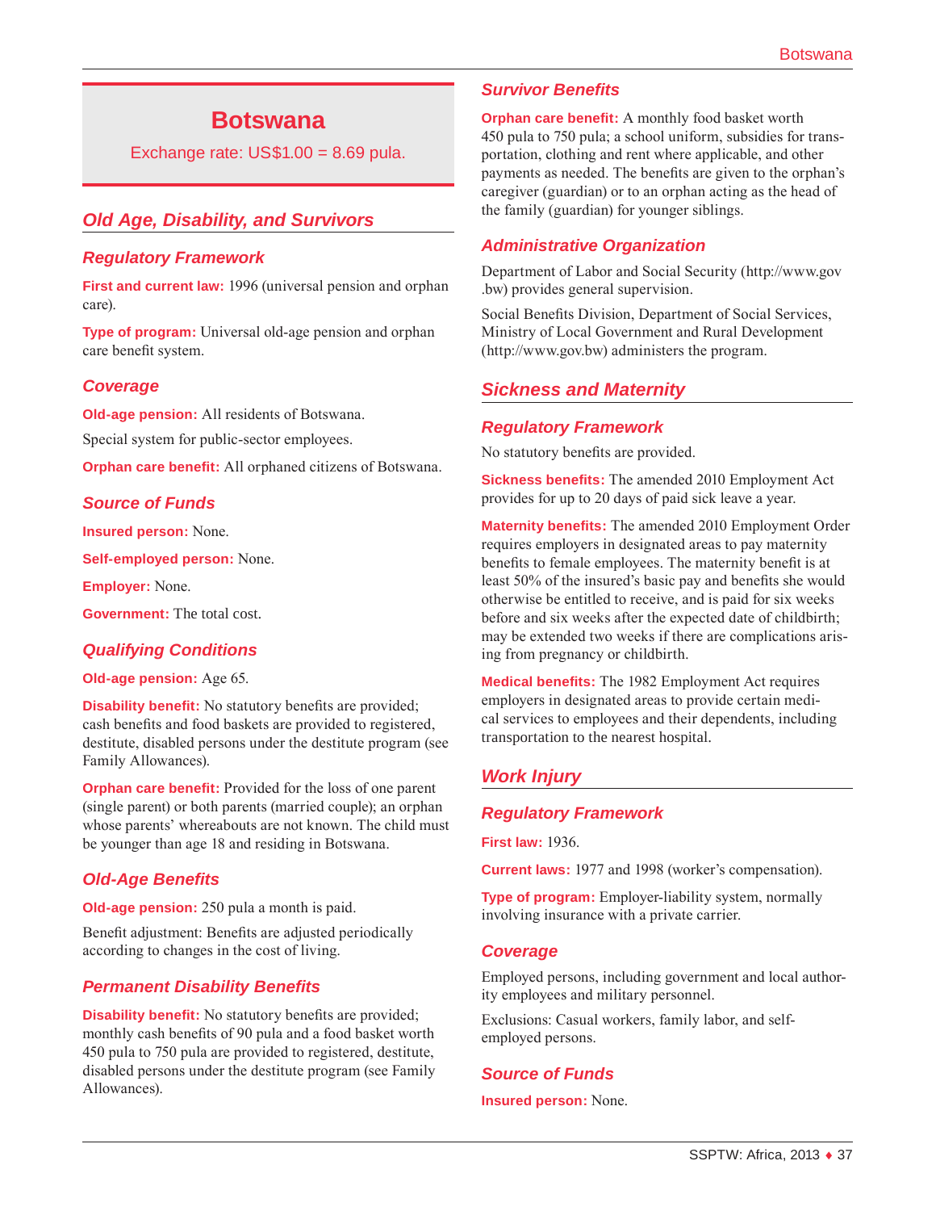# Botswana

Exchange rate: US$1.00 = 8.69 pula.

## Old Age, Disability, and Survivors

### Regulatory Framework

**First and current law:** 1996 (universal pension and orphan care).

**Type of program:** Universal old-age pension and orphan care benefit system.

### Coverage

**Old-age pension:** All residents of Botswana.

Special system for public-sector employees.

**Orphan care benefit:** All orphaned citizens of Botswana.

### Source of Funds

**Insured person:** None.

**Self-employed person:** None.

**Employer:** None.

**Government:** The total cost.

### Qualifying Conditions

**Old-age pension:** Age 65.

**Disability benefit:** No statutory benefits are provided; cash benefits and food baskets are provided to registered, destitute, disabled persons under the destitute program (see Family Allowances).

**Orphan care benefit:** Provided for the loss of one parent (single parent) or both parents (married couple); an orphan whose parents' whereabouts are not known. The child must be younger than age 18 and residing in Botswana.

### Old-Age Benefits

**Old-age pension:** 250 pula a month is paid.

Benefit adjustment: Benefits are adjusted periodically according to changes in the cost of living.

### Permanent Disability Benefits

**Disability benefit:** No statutory benefits are provided; monthly cash benefits of 90 pula and a food basket worth 450 pula to 750 pula are provided to registered, destitute, disabled persons under the destitute program (see Family Allowances).

### Survivor Benefits

**Orphan care benefit:** A monthly food basket worth 450 pula to 750 pula; a school uniform, subsidies for transportation, clothing and rent where applicable, and other payments as needed. The benefits are given to the orphan's caregiver (guardian) or to an orphan acting as the head of the family (guardian) for younger siblings.

### Administrative Organization

Department of Labor and Social Security (http://www.gov.bw) provides general supervision.

Social Benefits Division, Department of Social Services, Ministry of Local Government and Rural Development (http://www.gov.bw) administers the program.

## Sickness and Maternity

### Regulatory Framework

No statutory benefits are provided.

**Sickness benefits:** The amended 2010 Employment Act provides for up to 20 days of paid sick leave a year.

**Maternity benefits:** The amended 2010 Employment Order requires employers in designated areas to pay maternity benefits to female employees. The maternity benefit is at least 50% of the insured's basic pay and benefits she would otherwise be entitled to receive, and is paid for six weeks before and six weeks after the expected date of childbirth; may be extended two weeks if there are complications arising from pregnancy or childbirth.

**Medical benefits:** The 1982 Employment Act requires employers in designated areas to provide certain medical services to employees and their dependents, including transportation to the nearest hospital.

## Work Injury

### Regulatory Framework

**First law:** 1936.

**Current laws:** 1977 and 1998 (worker's compensation).

**Type of program:** Employer-liability system, normally involving insurance with a private carrier.

### Coverage

Employed persons, including government and local authority employees and military personnel.

Exclusions: Casual workers, family labor, and self-employed persons.

### Source of Funds

**Insured person:** None.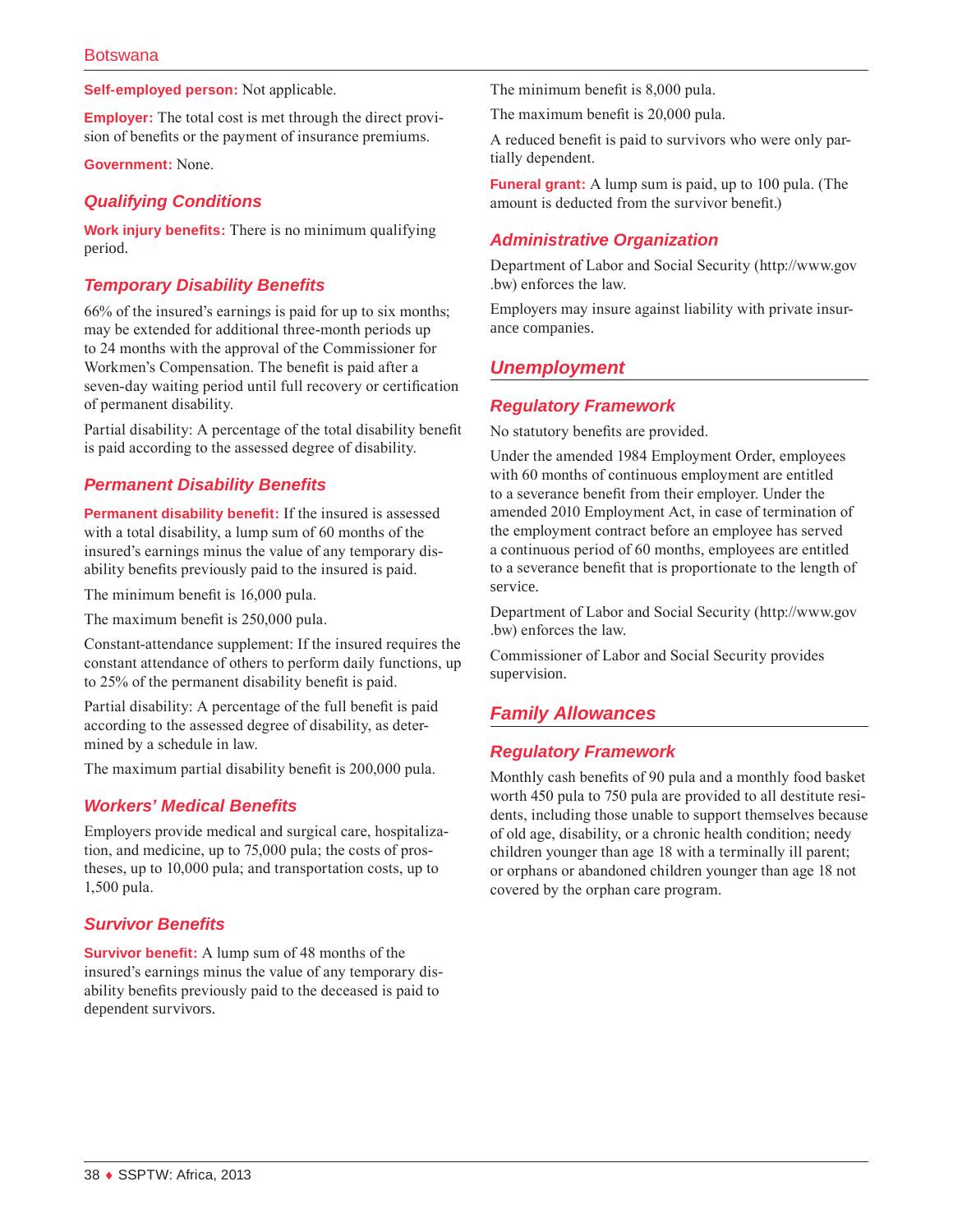**Self-employed person:** Not applicable.

**Employer:** The total cost is met through the direct provision of benefits or the payment of insurance premiums.

**Government:** None.

### *Qualifying Conditions*

**Work injury benefits:** There is no minimum qualifying period.

### *Temporary Disability Benefits*

66% of the insured's earnings is paid for up to six months; may be extended for additional three-month periods up to 24 months with the approval of the Commissioner for Workmen's Compensation. The benefit is paid after a seven-day waiting period until full recovery or certification of permanent disability.

Partial disability: A percentage of the total disability benefit is paid according to the assessed degree of disability.

### *Permanent Disability Benefits*

**Permanent disability benefit:** If the insured is assessed with a total disability, a lump sum of 60 months of the insured's earnings minus the value of any temporary disability benefits previously paid to the insured is paid.

The minimum benefit is 16,000 pula.

The maximum benefit is 250,000 pula.

Constant-attendance supplement: If the insured requires the constant attendance of others to perform daily functions, up to 25% of the permanent disability benefit is paid.

Partial disability: A percentage of the full benefit is paid according to the assessed degree of disability, as determined by a schedule in law.

The maximum partial disability benefit is 200,000 pula.

### *Workers' Medical Benefits*

Employers provide medical and surgical care, hospitalization, and medicine, up to 75,000 pula; the costs of prostheses, up to 10,000 pula; and transportation costs, up to 1,500 pula.

### *Survivor Benefits*

**Survivor benefit:** A lump sum of 48 months of the insured's earnings minus the value of any temporary disability benefits previously paid to the deceased is paid to dependent survivors.

The minimum benefit is 8,000 pula.

The maximum benefit is 20,000 pula.

A reduced benefit is paid to survivors who were only partially dependent.

**Funeral grant:** A lump sum is paid, up to 100 pula. (The amount is deducted from the survivor benefit.)

### *Administrative Organization*

Department of Labor and Social Security (http://www.gov.bw) enforces the law.

Employers may insure against liability with private insurance companies.

## *Unemployment*

### *Regulatory Framework*

No statutory benefits are provided.

Under the amended 1984 Employment Order, employees with 60 months of continuous employment are entitled to a severance benefit from their employer. Under the amended 2010 Employment Act, in case of termination of the employment contract before an employee has served a continuous period of 60 months, employees are entitled to a severance benefit that is proportionate to the length of service.

Department of Labor and Social Security (http://www.gov.bw) enforces the law.

Commissioner of Labor and Social Security provides supervision.

## *Family Allowances*

### *Regulatory Framework*

Monthly cash benefits of 90 pula and a monthly food basket worth 450 pula to 750 pula are provided to all destitute residents, including those unable to support themselves because of old age, disability, or a chronic health condition; needy children younger than age 18 with a terminally ill parent; or orphans or abandoned children younger than age 18 not covered by the orphan care program.